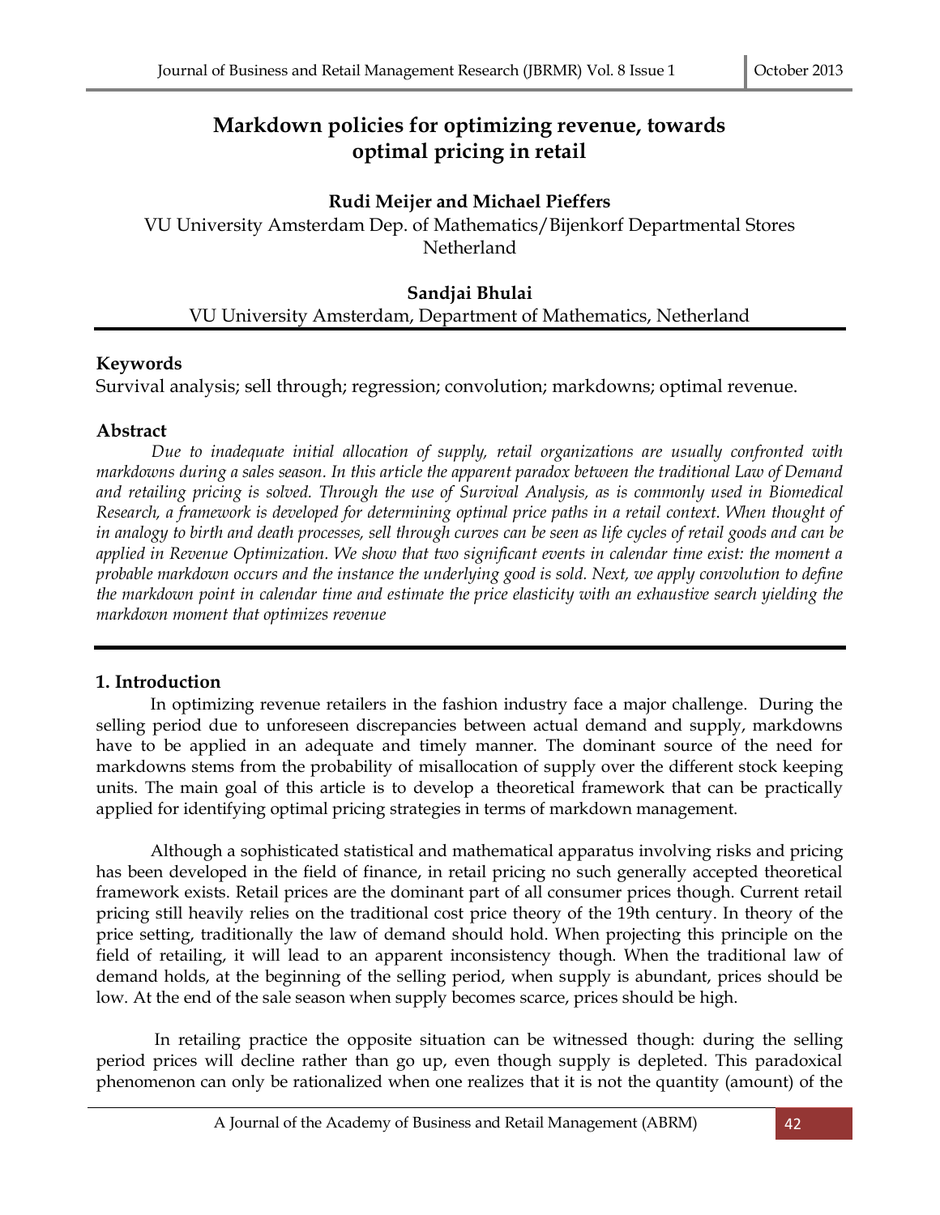# Markdown policies for optimizing revenue, towards optimal pricing in retail

**Rudi Meijer and Michael Pieffers**
VU University Amsterdam Dep. of Mathematics/Bijenkorf Departmental Stores
Netherland

**Sandjai Bhulai**
VU University Amsterdam, Department of Mathematics, Netherland

## Keywords

Survival analysis; sell through; regression; convolution; markdowns; optimal revenue.

## Abstract

*Due to inadequate initial allocation of supply, retail organizations are usually confronted with markdowns during a sales season. In this article the apparent paradox between the traditional Law of Demand and retailing pricing is solved. Through the use of Survival Analysis, as is commonly used in Biomedical Research, a framework is developed for determining optimal price paths in a retail context. When thought of in analogy to birth and death processes, sell through curves can be seen as life cycles of retail goods and can be applied in Revenue Optimization. We show that two significant events in calendar time exist: the moment a probable markdown occurs and the instance the underlying good is sold. Next, we apply convolution to define the markdown point in calendar time and estimate the price elasticity with an exhaustive search yielding the markdown moment that optimizes revenue*

## 1. Introduction

In optimizing revenue retailers in the fashion industry face a major challenge. During the selling period due to unforeseen discrepancies between actual demand and supply, markdowns have to be applied in an adequate and timely manner. The dominant source of the need for markdowns stems from the probability of misallocation of supply over the different stock keeping units. The main goal of this article is to develop a theoretical framework that can be practically applied for identifying optimal pricing strategies in terms of markdown management.

Although a sophisticated statistical and mathematical apparatus involving risks and pricing has been developed in the field of finance, in retail pricing no such generally accepted theoretical framework exists. Retail prices are the dominant part of all consumer prices though. Current retail pricing still heavily relies on the traditional cost price theory of the 19th century. In theory of the price setting, traditionally the law of demand should hold. When projecting this principle on the field of retailing, it will lead to an apparent inconsistency though. When the traditional law of demand holds, at the beginning of the selling period, when supply is abundant, prices should be low. At the end of the sale season when supply becomes scarce, prices should be high.

In retailing practice the opposite situation can be witnessed though: during the selling period prices will decline rather than go up, even though supply is depleted. This paradoxical phenomenon can only be rationalized when one realizes that it is not the quantity (amount) of the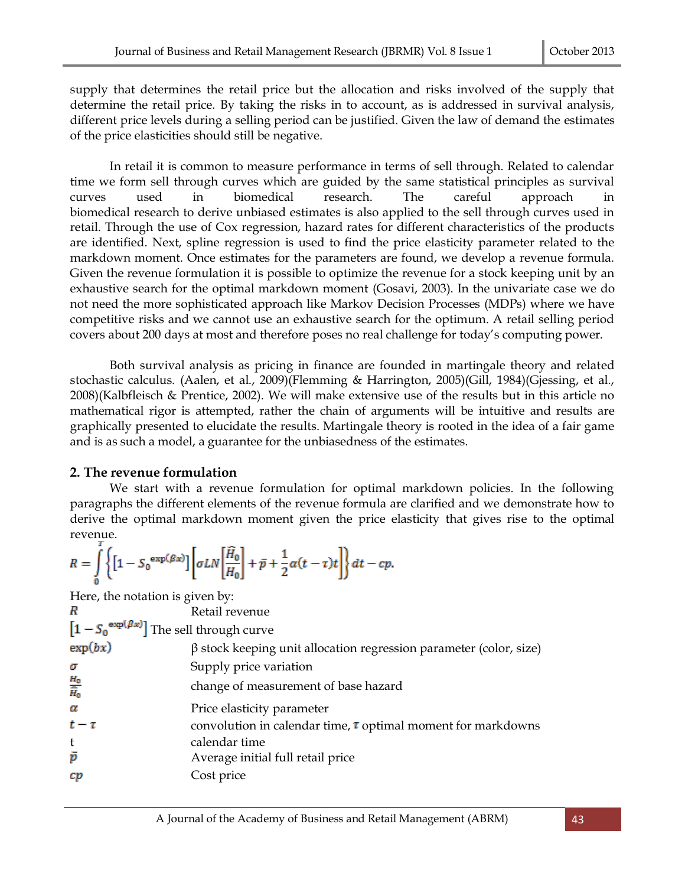supply that determines the retail price but the allocation and risks involved of the supply that determine the retail price. By taking the risks in to account, as is addressed in survival analysis, different price levels during a selling period can be justified. Given the law of demand the estimates of the price elasticities should still be negative.

In retail it is common to measure performance in terms of sell through. Related to calendar time we form sell through curves which are guided by the same statistical principles as survival curves used in biomedical research. The careful approach in biomedical research to derive unbiased estimates is also applied to the sell through curves used in retail. Through the use of Cox regression, hazard rates for different characteristics of the products are identified. Next, spline regression is used to find the price elasticity parameter related to the markdown moment. Once estimates for the parameters are found, we develop a revenue formula. Given the revenue formulation it is possible to optimize the revenue for a stock keeping unit by an exhaustive search for the optimal markdown moment (Gosavi, 2003). In the univariate case we do not need the more sophisticated approach like Markov Decision Processes (MDPs) where we have competitive risks and we cannot use an exhaustive search for the optimum. A retail selling period covers about 200 days at most and therefore poses no real challenge for today's computing power.

Both survival analysis as pricing in finance are founded in martingale theory and related stochastic calculus. (Aalen, et al., 2009)(Flemming & Harrington, 2005)(Gill, 1984)(Gjessing, et al., 2008)(Kalbfleisch & Prentice, 2002). We will make extensive use of the results but in this article no mathematical rigor is attempted, rather the chain of arguments will be intuitive and results are graphically presented to elucidate the results. Martingale theory is rooted in the idea of a fair game and is as such a model, a guarantee for the unbiasedness of the estimates.

## 2. The revenue formulation

We start with a revenue formulation for optimal markdown policies. In the following paragraphs the different elements of the revenue formula are clarified and we demonstrate how to derive the optimal markdown moment given the price elasticity that gives rise to the optimal revenue.

$$R = \int_0^T \left\{ \left[1 - S_0^{\exp(\beta x)}\right] \left[ \sigma LN \left[\frac{\widehat{H}_0}{H_0}\right] + \bar{p} + \frac{1}{2}\alpha(t-\tau)t \right] \right\} dt - cp.$$

Here, the notation is given by:

| | |
|---|---|
| $R$ | Retail revenue |
| $\left[1 - S_0^{\exp(\beta x)}\right]$ | The sell through curve |
| $\exp(bx)$ | β stock keeping unit allocation regression parameter (color, size) |
| $\sigma$ | Supply price variation |
| $\frac{H_0}{\widehat{H}_0}$ | change of measurement of base hazard |
| $\alpha$ | Price elasticity parameter |
| $t-\tau$ | convolution in calendar time, $\tau$ optimal moment for markdowns |
| t | calendar time |
| $\bar{p}$ | Average initial full retail price |
| $cp$ | Cost price |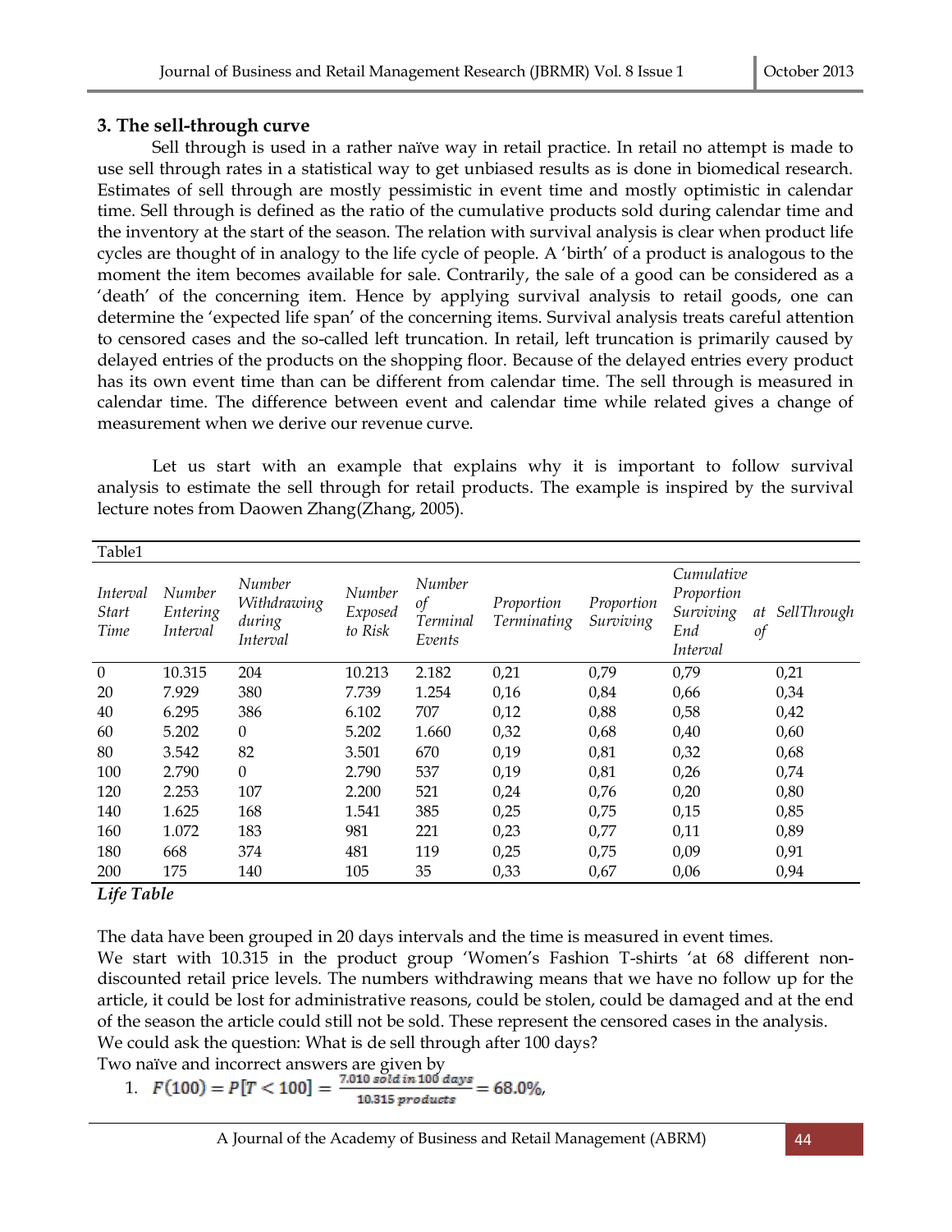## 3. The sell-through curve

Sell through is used in a rather naïve way in retail practice. In retail no attempt is made to use sell through rates in a statistical way to get unbiased results as is done in biomedical research. Estimates of sell through are mostly pessimistic in event time and mostly optimistic in calendar time. Sell through is defined as the ratio of the cumulative products sold during calendar time and the inventory at the start of the season. The relation with survival analysis is clear when product life cycles are thought of in analogy to the life cycle of people. A 'birth' of a product is analogous to the moment the item becomes available for sale. Contrarily, the sale of a good can be considered as a 'death' of the concerning item. Hence by applying survival analysis to retail goods, one can determine the 'expected life span' of the concerning items. Survival analysis treats careful attention to censored cases and the so-called left truncation. In retail, left truncation is primarily caused by delayed entries of the products on the shopping floor. Because of the delayed entries every product has its own event time than can be different from calendar time. The sell through is measured in calendar time. The difference between event and calendar time while related gives a change of measurement when we derive our revenue curve.

Let us start with an example that explains why it is important to follow survival analysis to estimate the sell through for retail products. The example is inspired by the survival lecture notes from Daowen Zhang(Zhang, 2005).

Table1

| *Interval Start Time* | *Number Entering Interval* | *Number Withdrawing during Interval* | *Number Exposed to Risk* | *Number of Terminal Events* | *Proportion Terminating* | *Proportion Surviving* | *Cumulative Proportion Surviving at End of Interval* | *SellThrough* |
|---|---|---|---|---|---|---|---|---|
| 0 | 10.315 | 204 | 10.213 | 2.182 | 0,21 | 0,79 | 0,79 | 0,21 |
| 20 | 7.929 | 380 | 7.739 | 1.254 | 0,16 | 0,84 | 0,66 | 0,34 |
| 40 | 6.295 | 386 | 6.102 | 707 | 0,12 | 0,88 | 0,58 | 0,42 |
| 60 | 5.202 | 0 | 5.202 | 1.660 | 0,32 | 0,68 | 0,40 | 0,60 |
| 80 | 3.542 | 82 | 3.501 | 670 | 0,19 | 0,81 | 0,32 | 0,68 |
| 100 | 2.790 | 0 | 2.790 | 537 | 0,19 | 0,81 | 0,26 | 0,74 |
| 120 | 2.253 | 107 | 2.200 | 521 | 0,24 | 0,76 | 0,20 | 0,80 |
| 140 | 1.625 | 168 | 1.541 | 385 | 0,25 | 0,75 | 0,15 | 0,85 |
| 160 | 1.072 | 183 | 981 | 221 | 0,23 | 0,77 | 0,11 | 0,89 |
| 180 | 668 | 374 | 481 | 119 | 0,25 | 0,75 | 0,09 | 0,91 |
| 200 | 175 | 140 | 105 | 35 | 0,33 | 0,67 | 0,06 | 0,94 |

***Life Table***

The data have been grouped in 20 days intervals and the time is measured in event times.

We start with 10.315 in the product group 'Women's Fashion T-shirts 'at 68 different non-discounted retail price levels. The numbers withdrawing means that we have no follow up for the article, it could be lost for administrative reasons, could be stolen, could be damaged and at the end of the season the article could still not be sold. These represent the censored cases in the analysis.

We could ask the question: What is de sell through after 100 days?

Two naïve and incorrect answers are given by

1. $F(100) = P[T < 100] = \frac{7.010 \text{ sold in 100 days}}{10.315 \text{ products}} = 68.0\%$,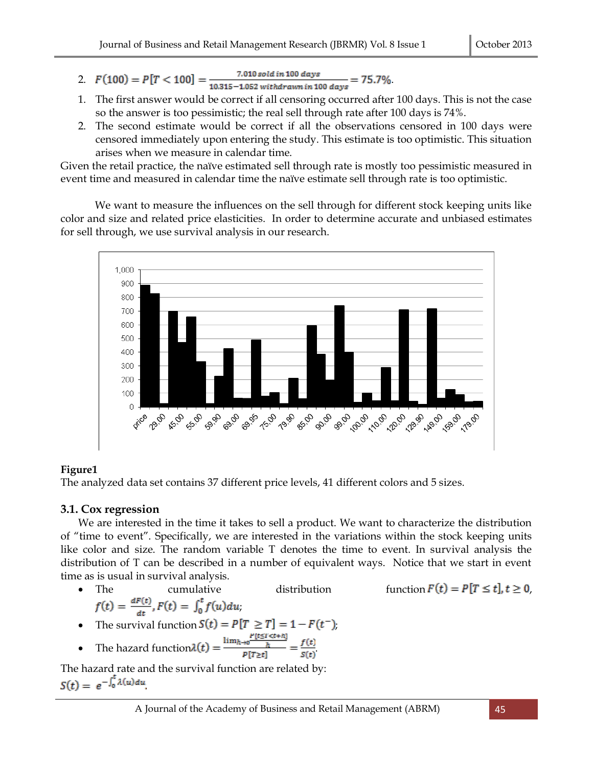2. $F(100) = P[T < 100] = \frac{7.010 \; sold \; in \; 100 \; days}{10.315 - 1.052 \; withdrawn \; in \; 100 \; days} = 75.7\%$.

1. The first answer would be correct if all censoring occurred after 100 days. This is not the case so the answer is too pessimistic; the real sell through rate after 100 days is 74%.
2. The second estimate would be correct if all the observations censored in 100 days were censored immediately upon entering the study. This estimate is too optimistic. This situation arises when we measure in calendar time.

Given the retail practice, the naïve estimated sell through rate is mostly too pessimistic measured in event time and measured in calendar time the naïve estimate sell through rate is too optimistic.

We want to measure the influences on the sell through for different stock keeping units like color and size and related price elasticities. In order to determine accurate and unbiased estimates for sell through, we use survival analysis in our research.

**Figure1**

The analyzed data set contains 37 different price levels, 41 different colors and 5 sizes.

### 3.1. Cox regression

We are interested in the time it takes to sell a product. We want to characterize the distribution of "time to event". Specifically, we are interested in the variations within the stock keeping units like color and size. The random variable T denotes the time to event. In survival analysis the distribution of T can be described in a number of equivalent ways. Notice that we start in event time as is usual in survival analysis.

- The cumulative distribution function $F(t) = P[T \leq t], t \geq 0$, $f(t) = \frac{dF(t)}{dt}, F(t) = \int_0^t f(u)du$;
- The survival function $S(t) = P[T \geq T] = 1 - F(t^-)$;
- The hazard function $\lambda(t) = \frac{\lim_{h \to 0} \frac{P[t \leq T < t+h]}{h}}{P[T \geq t]} = \frac{f(t)}{S(t)}$.

The hazard rate and the survival function are related by:

$S(t) = e^{-\int_0^t \lambda(u)du}$.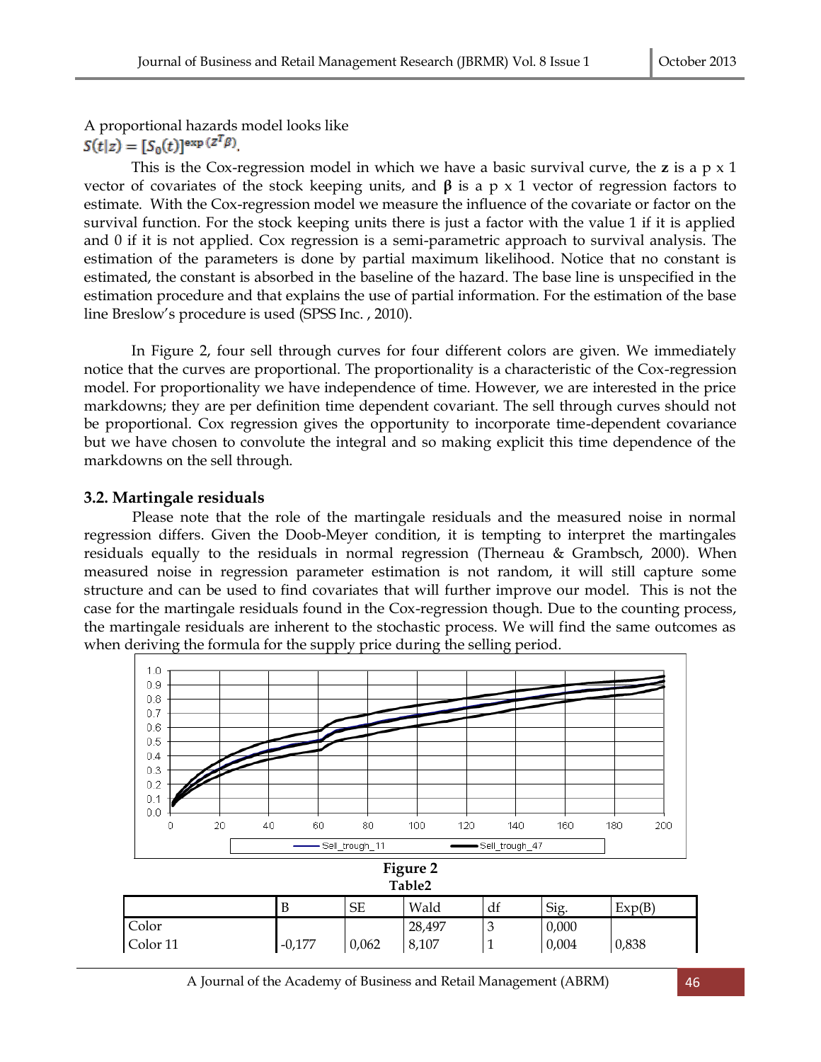A proportional hazards model looks like

$$S(t|z) = [S_0(t)]^{\exp(z^T\beta)}.$$

This is the Cox-regression model in which we have a basic survival curve, the **z** is a p x 1 vector of covariates of the stock keeping units, and **β** is a p x 1 vector of regression factors to estimate. With the Cox-regression model we measure the influence of the covariate or factor on the survival function. For the stock keeping units there is just a factor with the value 1 if it is applied and 0 if it is not applied. Cox regression is a semi-parametric approach to survival analysis. The estimation of the parameters is done by partial maximum likelihood. Notice that no constant is estimated, the constant is absorbed in the baseline of the hazard. The base line is unspecified in the estimation procedure and that explains the use of partial information. For the estimation of the base line Breslow's procedure is used (SPSS Inc. , 2010).

In Figure 2, four sell through curves for four different colors are given. We immediately notice that the curves are proportional. The proportionality is a characteristic of the Cox-regression model. For proportionality we have independence of time. However, we are interested in the price markdowns; they are per definition time dependent covariant. The sell through curves should not be proportional. Cox regression gives the opportunity to incorporate time-dependent covariance but we have chosen to convolute the integral and so making explicit this time dependence of the markdowns on the sell through.

### 3.2. Martingale residuals

Please note that the role of the martingale residuals and the measured noise in normal regression differs. Given the Doob-Meyer condition, it is tempting to interpret the martingales residuals equally to the residuals in normal regression (Therneau & Grambsch, 2000). When measured noise in regression parameter estimation is not random, it will still capture some structure and can be used to find covariates that will further improve our model. This is not the case for the martingale residuals found in the Cox-regression though. Due to the counting process, the martingale residuals are inherent to the stochastic process. We will find the same outcomes as when deriving the formula for the supply price during the selling period.

**Figure 2**

**Table2**

| | B | SE | Wald | df | Sig. | Exp(B) |
|---|---|---|---|---|---|---|
| Color | | | 28,497 | 3 | 0,000 | |
| Color 11 | -0,177 | 0,062 | 8,107 | 1 | 0,004 | 0,838 |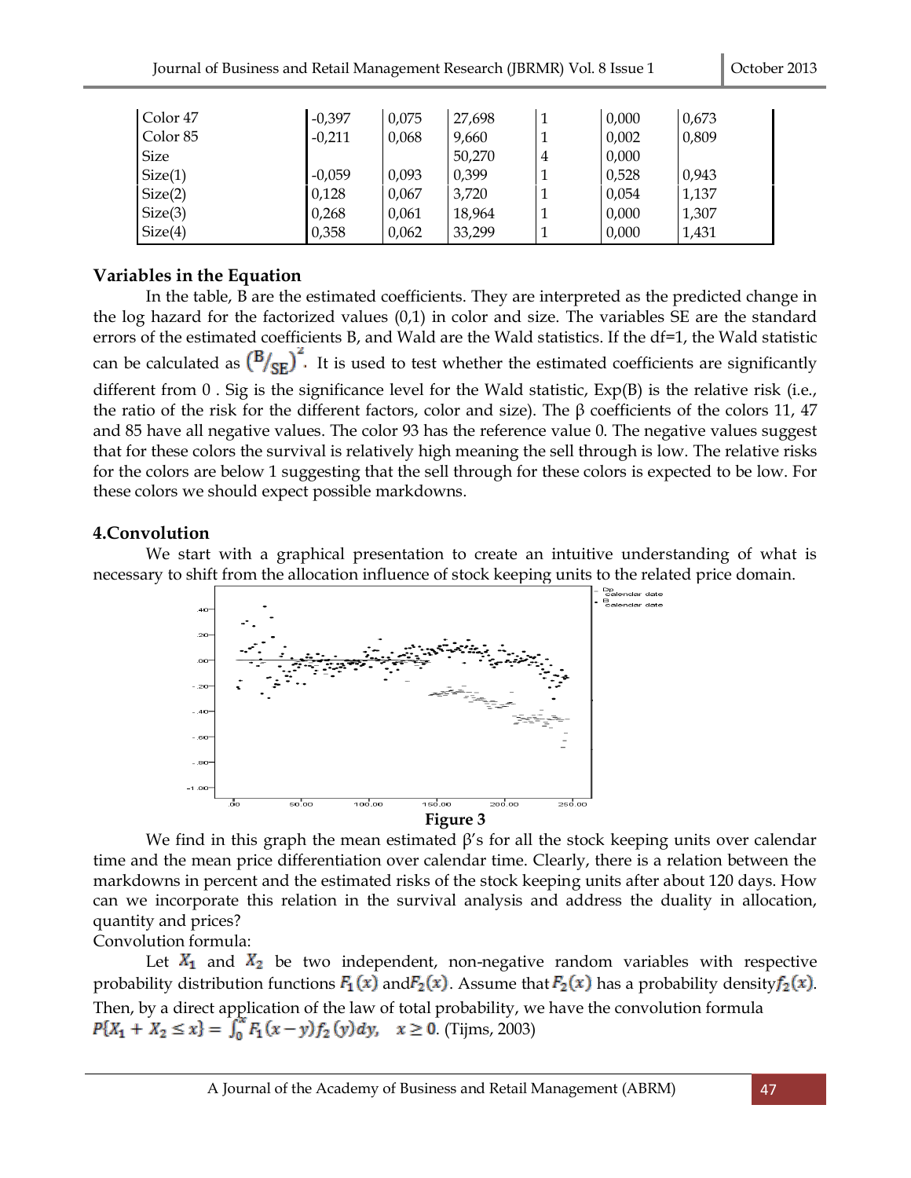| | | | | | | |
|---|---|---|---|---|---|---|
| Color 47 | -0,397 | 0,075 | 27,698 | 1 | 0,000 | 0,673 |
| Color 85 | -0,211 | 0,068 | 9,660 | 1 | 0,002 | 0,809 |
| Size | | | 50,270 | 4 | 0,000 | |
| Size(1) | -0,059 | 0,093 | 0,399 | 1 | 0,528 | 0,943 |
| Size(2) | 0,128 | 0,067 | 3,720 | 1 | 0,054 | 1,137 |
| Size(3) | 0,268 | 0,061 | 18,964 | 1 | 0,000 | 1,307 |
| Size(4) | 0,358 | 0,062 | 33,299 | 1 | 0,000 | 1,431 |

### Variables in the Equation

In the table, B are the estimated coefficients. They are interpreted as the predicted change in the log hazard for the factorized values (0,1) in color and size. The variables SE are the standard errors of the estimated coefficients B, and Wald are the Wald statistics. If the df=1, the Wald statistic can be calculated as $\left(B/_{SE}\right)^2$. It is used to test whether the estimated coefficients are significantly different from 0 . Sig is the significance level for the Wald statistic, Exp(B) is the relative risk (i.e., the ratio of the risk for the different factors, color and size). The β coefficients of the colors 11, 47 and 85 have all negative values. The color 93 has the reference value 0. The negative values suggest that for these colors the survival is relatively high meaning the sell through is low. The relative risks for the colors are below 1 suggesting that the sell through for these colors is expected to be low. For these colors we should expect possible markdowns.

## 4.Convolution

We start with a graphical presentation to create an intuitive understanding of what is necessary to shift from the allocation influence of stock keeping units to the related price domain.

**Figure 3**

We find in this graph the mean estimated β's for all the stock keeping units over calendar time and the mean price differentiation over calendar time. Clearly, there is a relation between the markdowns in percent and the estimated risks of the stock keeping units after about 120 days. How can we incorporate this relation in the survival analysis and address the duality in allocation, quantity and prices?

Convolution formula:

Let $X_1$ and $X_2$ be two independent, non-negative random variables with respective probability distribution functions $F_1(x)$ and $F_2(x)$. Assume that $F_2(x)$ has a probability density $f_2(x)$. Then, by a direct application of the law of total probability, we have the convolution formula $P\{X_1 + X_2 \leq x\} = \int_0^x F_1(x-y)f_2(y)dy, \quad x \geq 0$. (Tijms, 2003)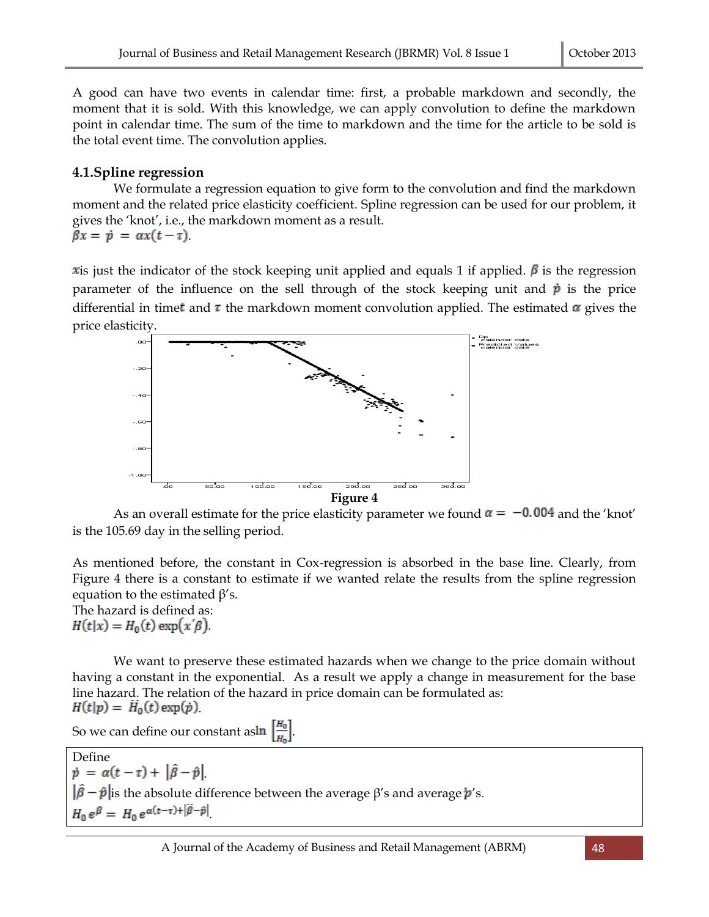A good can have two events in calendar time: first, a probable markdown and secondly, the moment that it is sold. With this knowledge, we can apply convolution to define the markdown point in calendar time. The sum of the time to markdown and the time for the article to be sold is the total event time. The convolution applies.

### 4.1.Spline regression

We formulate a regression equation to give form to the convolution and find the markdown moment and the related price elasticity coefficient. Spline regression can be used for our problem, it gives the 'knot', i.e., the markdown moment as a result.

$$\beta x = \dot{p} = \alpha x(t - \tau).$$

$x$ is just the indicator of the stock keeping unit applied and equals 1 if applied. $\beta$ is the regression parameter of the influence on the sell through of the stock keeping unit and $\dot{p}$ is the price differential in time $t$ and $\tau$ the markdown moment convolution applied. The estimated $\alpha$ gives the price elasticity.

**Figure 4**

As an overall estimate for the price elasticity parameter we found $\alpha = -0.004$ and the 'knot' is the 105.69 day in the selling period.

As mentioned before, the constant in Cox-regression is absorbed in the base line. Clearly, from Figure 4 there is a constant to estimate if we wanted relate the results from the spline regression equation to the estimated β's.

The hazard is defined as:

$$H(t|x) = H_0(t)\exp(x'\beta).$$

We want to preserve these estimated hazards when we change to the price domain without having a constant in the exponential. As a result we apply a change in measurement for the base line hazard. The relation of the hazard in price domain can be formulated as:

$$H(t|p) = \tilde{H}_0(t)\exp(\dot{p}).$$

So we can define our constant as $\ln\left[\frac{H_0}{\tilde{H}_0}\right]$.

Define

$$\dot{p} = \alpha(t - \tau) + |\hat{\beta} - \hat{p}|.$$

$|\hat{\beta} - \hat{p}|$ is the absolute difference between the average β's and average $\dot{p}$'s.

$$H_0 e^{\beta} = H_0 e^{\alpha(t-\tau)+|\hat{\beta}-\hat{p}|}.$$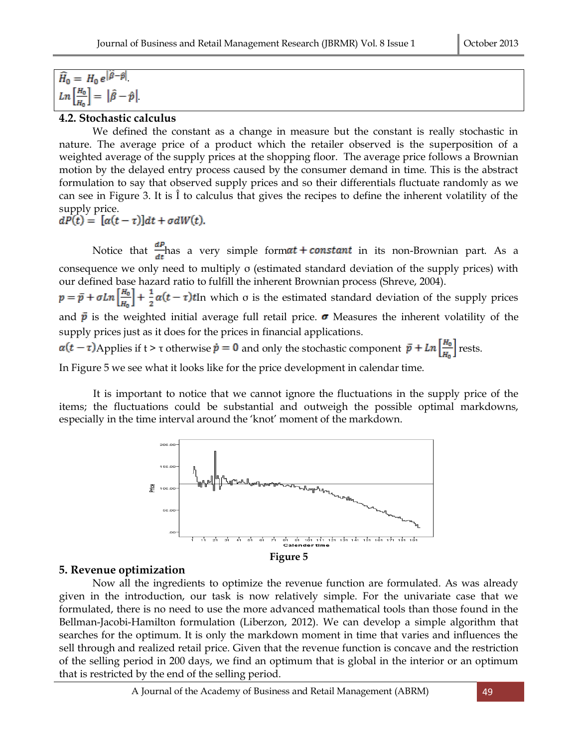$$\widehat{H}_0 = H_0 e^{|\hat{\beta}-\hat{p}|}.$$
$$Ln\left[\frac{\widehat{H}_0}{H_0}\right] = |\hat{\beta}-\hat{p}|.$$

### 4.2. Stochastic calculus

We defined the constant as a change in measure but the constant is really stochastic in nature. The average price of a product which the retailer observed is the superposition of a weighted average of the supply prices at the shopping floor. The average price follows a Brownian motion by the delayed entry process caused by the consumer demand in time. This is the abstract formulation to say that observed supply prices and so their differentials fluctuate randomly as we can see in Figure 3. It is Î to calculus that gives the recipes to define the inherent volatility of the supply price.

$$dP(t) = [\alpha(t-\tau)]dt + \sigma dW(t).$$

Notice that $\frac{dP}{dt}$ has a very simple form $at + constant$ in its non-Brownian part. As a consequence we only need to multiply σ (estimated standard deviation of the supply prices) with our defined base hazard ratio to fulfill the inherent Brownian process (Shreve, 2004).

$p = \bar{p} + \sigma Ln\left[\frac{\widehat{H}_0}{H_0}\right] + \frac{1}{2}\alpha(t-\tau)t$ In which σ is the estimated standard deviation of the supply prices and $\bar{p}$ is the weighted initial average full retail price. $\boldsymbol{\sigma}$ Measures the inherent volatility of the supply prices just as it does for the prices in financial applications.

$\alpha(t-\tau)$ Applies if t > τ otherwise $\dot{p} = 0$ and only the stochastic component $\bar{p} + Ln\left[\frac{\widehat{H}_0}{H_0}\right]$ rests.

In Figure 5 we see what it looks like for the price development in calendar time.

It is important to notice that we cannot ignore the fluctuations in the supply price of the items; the fluctuations could be substantial and outweigh the possible optimal markdowns, especially in the time interval around the 'knot' moment of the markdown.

**Figure 5**

## 5. Revenue optimization

Now all the ingredients to optimize the revenue function are formulated. As was already given in the introduction, our task is now relatively simple. For the univariate case that we formulated, there is no need to use the more advanced mathematical tools than those found in the Bellman-Jacobi-Hamilton formulation (Liberzon, 2012). We can develop a simple algorithm that searches for the optimum. It is only the markdown moment in time that varies and influences the sell through and realized retail price. Given that the revenue function is concave and the restriction of the selling period in 200 days, we find an optimum that is global in the interior or an optimum that is restricted by the end of the selling period.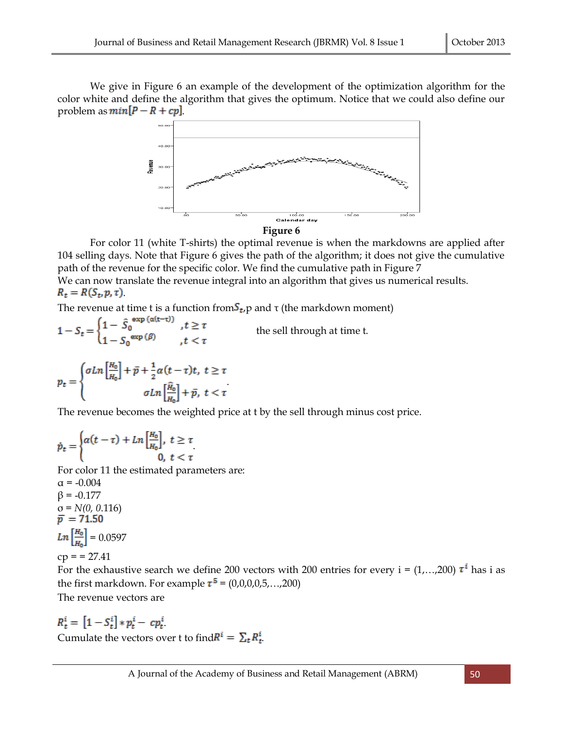We give in Figure 6 an example of the development of the optimization algorithm for the color white and define the algorithm that gives the optimum. Notice that we could also define our problem as $min[P - R + cp]$.

**Figure 6**

For color 11 (white T-shirts) the optimal revenue is when the markdowns are applied after 104 selling days. Note that Figure 6 gives the path of the algorithm; it does not give the cumulative path of the revenue for the specific color. We find the cumulative path in Figure 7

We can now translate the revenue integral into an algorithm that gives us numerical results.

$R_t = R(S_t, p, \tau)$.

The revenue at time t is a function from $S_t$,p and τ (the markdown moment)

$$1 - S_t = \begin{cases} 1 - \hat{S}_0^{\exp(\alpha(t-\tau))} & ,t \geq \tau \\ 1 - S_0^{\exp(\beta)} & ,t < \tau \end{cases}$$

the sell through at time t.

$$p_t = \begin{cases} \sigma Ln\left[\frac{H_0}{H_0}\right] + \bar{p} + \frac{1}{2}\alpha(t-\tau)t, & t \geq \tau \\ \sigma Ln\left[\frac{\hat{H}_0}{H_0}\right] + \bar{p}, & t < \tau \end{cases}.$$

The revenue becomes the weighted price at t by the sell through minus cost price.

$$\dot{p}_t = \begin{cases} \alpha(t-\tau) + Ln\left[\frac{H_0}{H_0}\right], & t \geq \tau \\ 0, & t < \tau \end{cases}.$$

For color 11 the estimated parameters are:

α = -0.004

β = -0.177

σ = *N(0, 0*.116)

$\bar{p}$ = 71.50

$Ln\left[\frac{H_0}{H_0}\right]$ = 0.0597

cp = = 27.41

For the exhaustive search we define 200 vectors with 200 entries for every i = (1,…,200) $\tau^i$ has i as the first markdown. For example $\tau^5$ = (0,0,0,0,5,…,200)

The revenue vectors are

$R_t^i = \left[1 - S_t^i\right] * p_t^i - cp_t^i$.

Cumulate the vectors over t to find $R^i = \sum_t R_t^i$.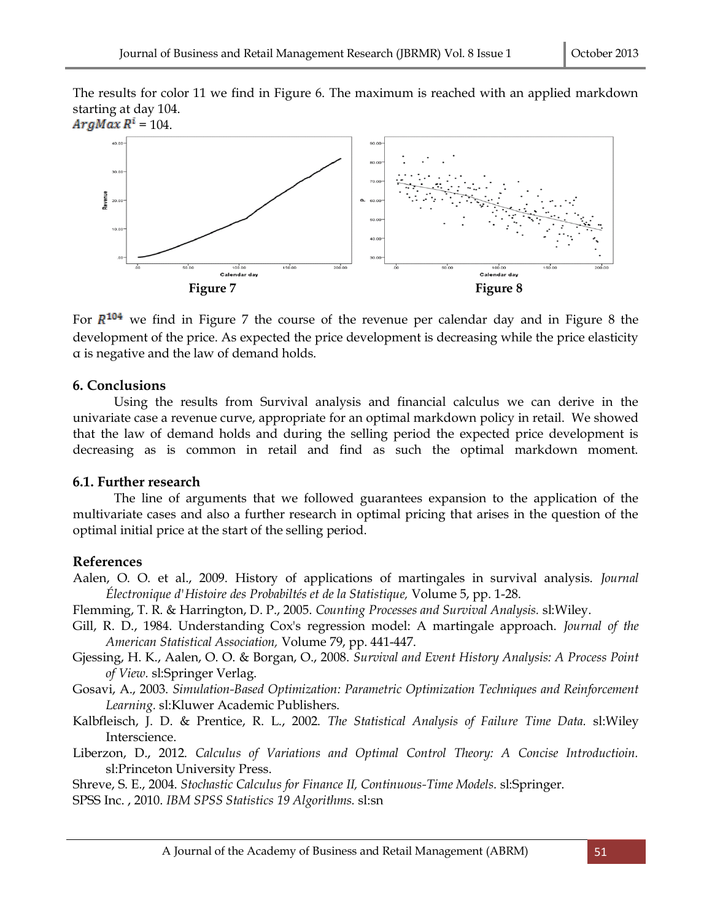The results for color 11 we find in Figure 6. The maximum is reached with an applied markdown starting at day 104.

$ArgMax\ R^i = 104$.

Figure 7

Figure 8

For $R^{104}$ we find in Figure 7 the course of the revenue per calendar day and in Figure 8 the development of the price. As expected the price development is decreasing while the price elasticity α is negative and the law of demand holds.

## 6. Conclusions

Using the results from Survival analysis and financial calculus we can derive in the univariate case a revenue curve, appropriate for an optimal markdown policy in retail. We showed that the law of demand holds and during the selling period the expected price development is decreasing as is common in retail and find as such the optimal markdown moment.

### 6.1. Further research

The line of arguments that we followed guarantees expansion to the application of the multivariate cases and also a further research in optimal pricing that arises in the question of the optimal initial price at the start of the selling period.

## References

Aalen, O. O. et al., 2009. History of applications of martingales in survival analysis. *Journal Électronique d'Histoire des Probabiltés et de la Statistique,* Volume 5, pp. 1-28.

Flemming, T. R. & Harrington, D. P., 2005. *Counting Processes and Survival Analysis.* sl:Wiley.

Gill, R. D., 1984. Understanding Cox's regression model: A martingale approach. *Journal of the American Statistical Association,* Volume 79, pp. 441-447.

Gjessing, H. K., Aalen, O. O. & Borgan, O., 2008. *Survival and Event History Analysis: A Process Point of View.* sl:Springer Verlag.

Gosavi, A., 2003. *Simulation-Based Optimization: Parametric Optimization Techniques and Reinforcement Learning.* sl:Kluwer Academic Publishers.

Kalbfleisch, J. D. & Prentice, R. L., 2002. *The Statistical Analysis of Failure Time Data.* sl:Wiley Interscience.

Liberzon, D., 2012. *Calculus of Variations and Optimal Control Theory: A Concise Introductioin.* sl:Princeton University Press.

Shreve, S. E., 2004. *Stochastic Calculus for Finance II, Continuous-Time Models.* sl:Springer.

SPSS Inc. , 2010. *IBM SPSS Statistics 19 Algorithms.* sl:sn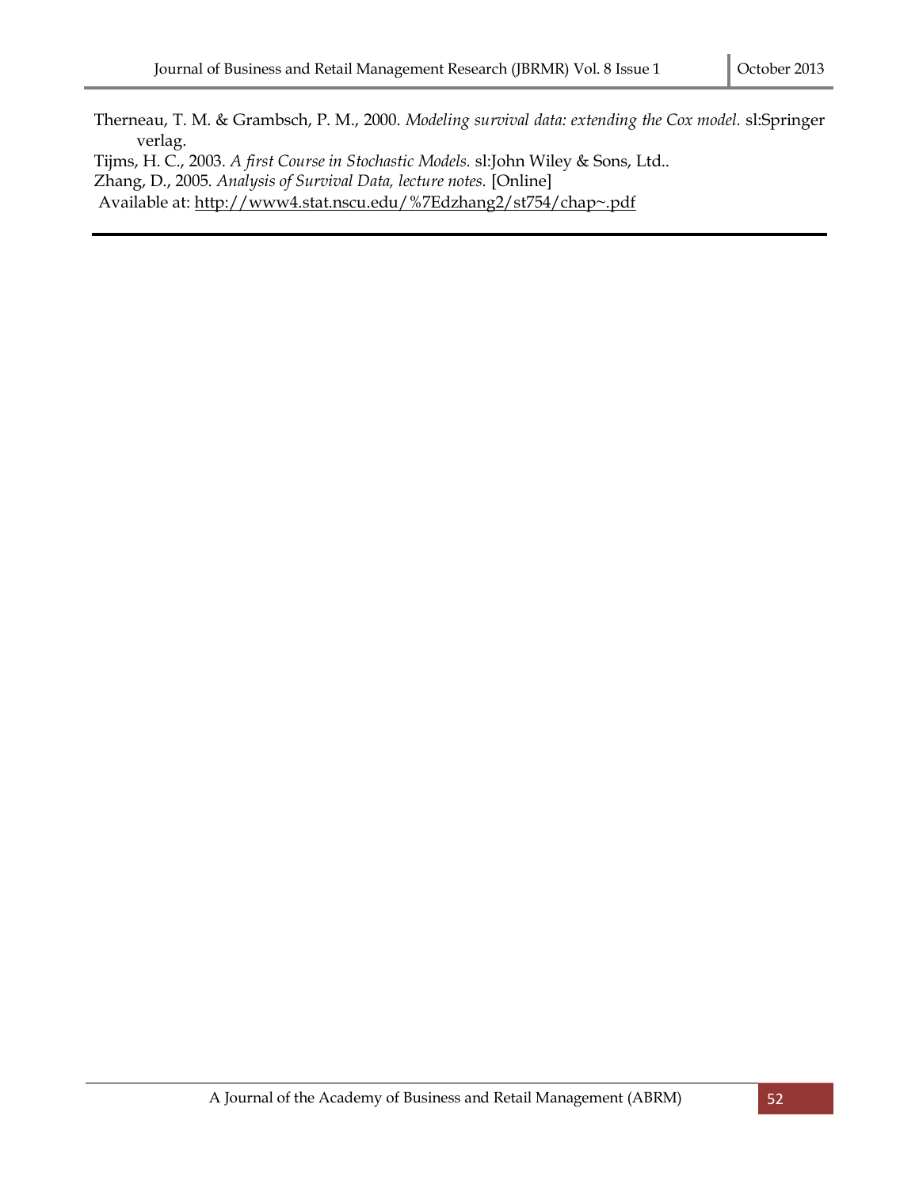Therneau, T. M. & Grambsch, P. M., 2000. *Modeling survival data: extending the Cox model.* sl:Springer verlag.

Tijms, H. C., 2003. *A first Course in Stochastic Models.* sl:John Wiley & Sons, Ltd..

Zhang, D., 2005. *Analysis of Survival Data, lecture notes.* [Online]
Available at: http://www4.stat.nscu.edu/%7Edzhang2/st754/chap~.pdf